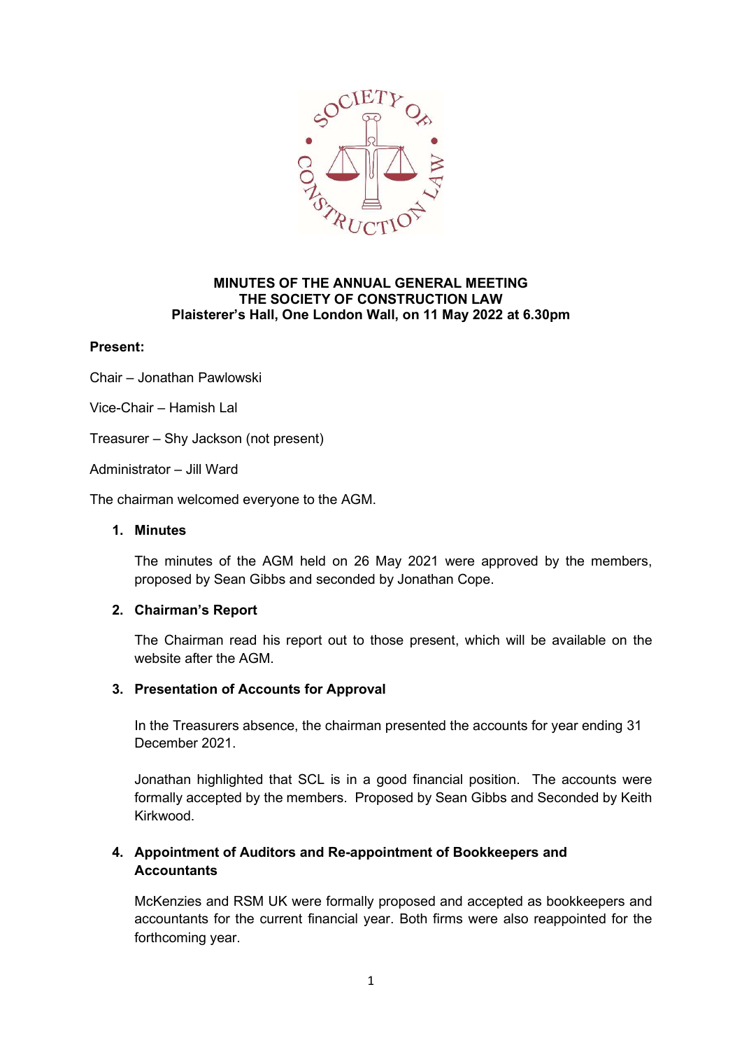**MINUTES OF THE ANNUAL GENERAL MEETING**
**THE SOCIETY OF CONSTRUCTION LAW**
**Plaisterer's Hall, One London Wall, on 11 May 2022 at 6.30pm**

**Present:**

Chair – Jonathan Pawlowski

Vice-Chair – Hamish Lal

Treasurer – Shy Jackson (not present)

Administrator – Jill Ward

The chairman welcomed everyone to the AGM.

1. **Minutes**

   The minutes of the AGM held on 26 May 2021 were approved by the members, proposed by Sean Gibbs and seconded by Jonathan Cope.

2. **Chairman's Report**

   The Chairman read his report out to those present, which will be available on the website after the AGM.

3. **Presentation of Accounts for Approval**

   In the Treasurers absence, the chairman presented the accounts for year ending 31 December 2021.

   Jonathan highlighted that SCL is in a good financial position. The accounts were formally accepted by the members. Proposed by Sean Gibbs and Seconded by Keith Kirkwood.

4. **Appointment of Auditors and Re-appointment of Bookkeepers and Accountants**

   McKenzies and RSM UK were formally proposed and accepted as bookkeepers and accountants for the current financial year. Both firms were also reappointed for the forthcoming year.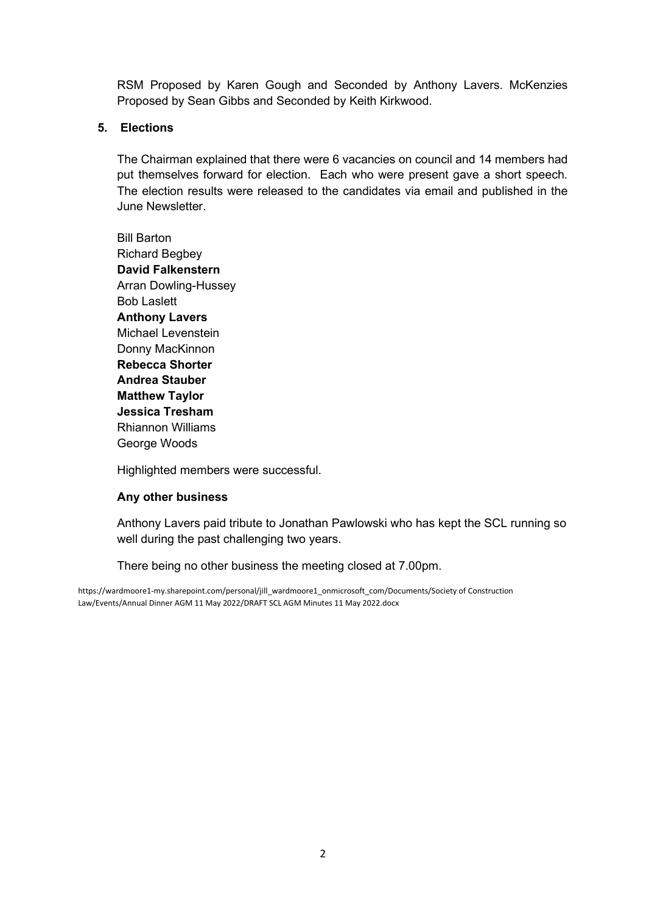RSM Proposed by Karen Gough and Seconded by Anthony Lavers. McKenzies Proposed by Sean Gibbs and Seconded by Keith Kirkwood.

## 5. Elections

The Chairman explained that there were 6 vacancies on council and 14 members had put themselves forward for election. Each who were present gave a short speech. The election results were released to the candidates via email and published in the June Newsletter.

Bill Barton
Richard Begbey
**David Falkenstern**
Arran Dowling-Hussey
Bob Laslett
**Anthony Lavers**
Michael Levenstein
Donny MacKinnon
**Rebecca Shorter**
**Andrea Stauber**
**Matthew Taylor**
**Jessica Tresham**
Rhiannon Williams
George Woods

Highlighted members were successful.

### Any other business

Anthony Lavers paid tribute to Jonathan Pawlowski who has kept the SCL running so well during the past challenging two years.

There being no other business the meeting closed at 7.00pm.

https://wardmoore1-my.sharepoint.com/personal/jill_wardmoore1_onmicrosoft_com/Documents/Society of Construction Law/Events/Annual Dinner AGM 11 May 2022/DRAFT SCL AGM Minutes 11 May 2022.docx